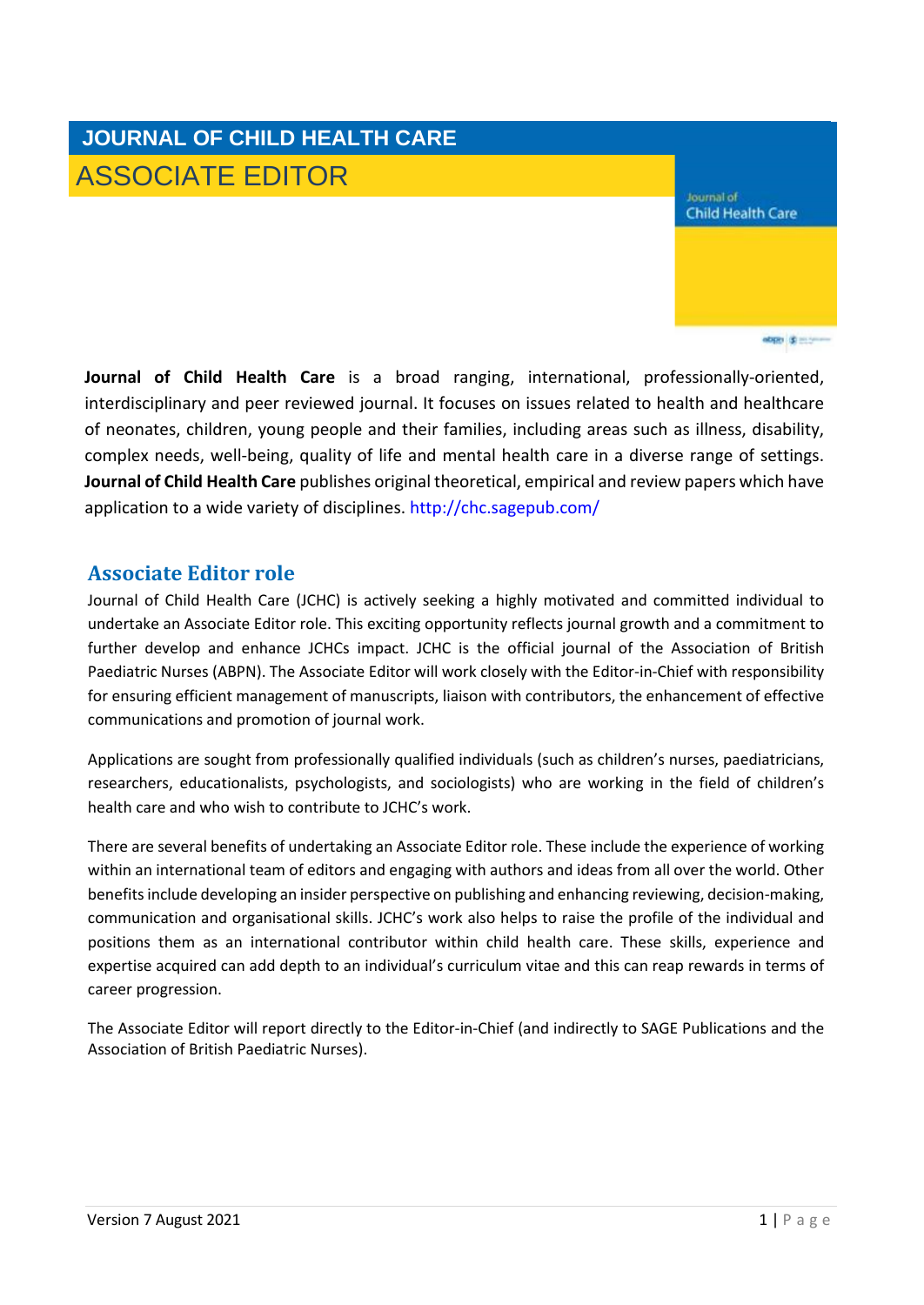# JOURNAL OF CHILD HEALTH CARE

## ASSOCIATE EDITOR

**Journal of Child Health Care** is a broad ranging, international, professionally-oriented, interdisciplinary and peer reviewed journal. It focuses on issues related to health and healthcare of neonates, children, young people and their families, including areas such as illness, disability, complex needs, well-being, quality of life and mental health care in a diverse range of settings. **Journal of Child Health Care** publishes original theoretical, empirical and review papers which have application to a wide variety of disciplines. http://chc.sagepub.com/

## Associate Editor role

Journal of Child Health Care (JCHC) is actively seeking a highly motivated and committed individual to undertake an Associate Editor role. This exciting opportunity reflects journal growth and a commitment to further develop and enhance JCHCs impact. JCHC is the official journal of the Association of British Paediatric Nurses (ABPN). The Associate Editor will work closely with the Editor-in-Chief with responsibility for ensuring efficient management of manuscripts, liaison with contributors, the enhancement of effective communications and promotion of journal work.

Applications are sought from professionally qualified individuals (such as children's nurses, paediatricians, researchers, educationalists, psychologists, and sociologists) who are working in the field of children's health care and who wish to contribute to JCHC's work.

There are several benefits of undertaking an Associate Editor role. These include the experience of working within an international team of editors and engaging with authors and ideas from all over the world. Other benefits include developing an insider perspective on publishing and enhancing reviewing, decision-making, communication and organisational skills. JCHC's work also helps to raise the profile of the individual and positions them as an international contributor within child health care. These skills, experience and expertise acquired can add depth to an individual's curriculum vitae and this can reap rewards in terms of career progression.

The Associate Editor will report directly to the Editor-in-Chief (and indirectly to SAGE Publications and the Association of British Paediatric Nurses).

Version 7 August 2021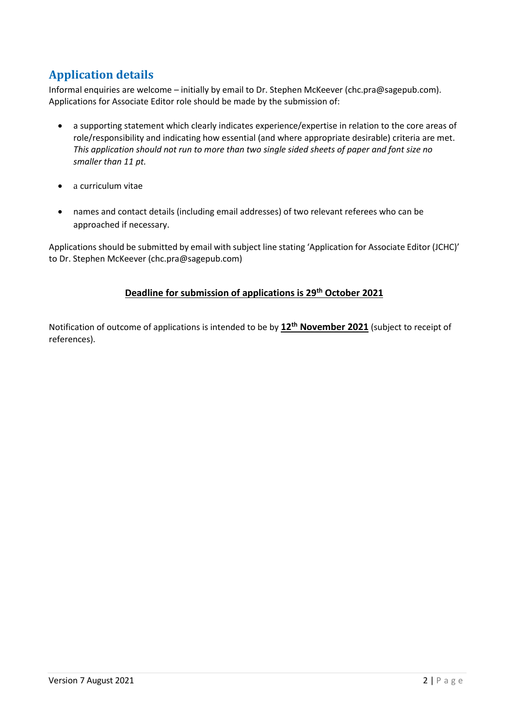## Application details

Informal enquiries are welcome – initially by email to Dr. Stephen McKeever (chc.pra@sagepub.com). Applications for Associate Editor role should be made by the submission of:

- a supporting statement which clearly indicates experience/expertise in relation to the core areas of role/responsibility and indicating how essential (and where appropriate desirable) criteria are met. *This application should not run to more than two single sided sheets of paper and font size no smaller than 11 pt.*
- a curriculum vitae
- names and contact details (including email addresses) of two relevant referees who can be approached if necessary.

Applications should be submitted by email with subject line stating 'Application for Associate Editor (JCHC)' to Dr. Stephen McKeever (chc.pra@sagepub.com)

**Deadline for submission of applications is 29th October 2021**

Notification of outcome of applications is intended to be by **12th November 2021** (subject to receipt of references).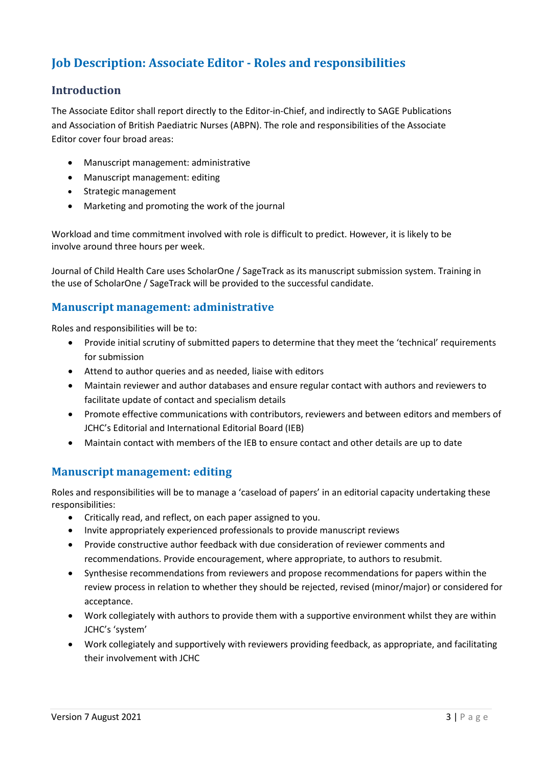# Job Description: Associate Editor - Roles and responsibilities

## Introduction

The Associate Editor shall report directly to the Editor-in-Chief, and indirectly to SAGE Publications and Association of British Paediatric Nurses (ABPN). The role and responsibilities of the Associate Editor cover four broad areas:

- Manuscript management: administrative
- Manuscript management: editing
- Strategic management
- Marketing and promoting the work of the journal

Workload and time commitment involved with role is difficult to predict. However, it is likely to be involve around three hours per week.

Journal of Child Health Care uses ScholarOne / SageTrack as its manuscript submission system. Training in the use of ScholarOne / SageTrack will be provided to the successful candidate.

## Manuscript management: administrative

Roles and responsibilities will be to:

- Provide initial scrutiny of submitted papers to determine that they meet the 'technical' requirements for submission
- Attend to author queries and as needed, liaise with editors
- Maintain reviewer and author databases and ensure regular contact with authors and reviewers to facilitate update of contact and specialism details
- Promote effective communications with contributors, reviewers and between editors and members of JCHC's Editorial and International Editorial Board (IEB)
- Maintain contact with members of the IEB to ensure contact and other details are up to date

## Manuscript management: editing

Roles and responsibilities will be to manage a 'caseload of papers' in an editorial capacity undertaking these responsibilities:

- Critically read, and reflect, on each paper assigned to you.
- Invite appropriately experienced professionals to provide manuscript reviews
- Provide constructive author feedback with due consideration of reviewer comments and recommendations. Provide encouragement, where appropriate, to authors to resubmit.
- Synthesise recommendations from reviewers and propose recommendations for papers within the review process in relation to whether they should be rejected, revised (minor/major) or considered for acceptance.
- Work collegiately with authors to provide them with a supportive environment whilst they are within JCHC's 'system'
- Work collegiately and supportively with reviewers providing feedback, as appropriate, and facilitating their involvement with JCHC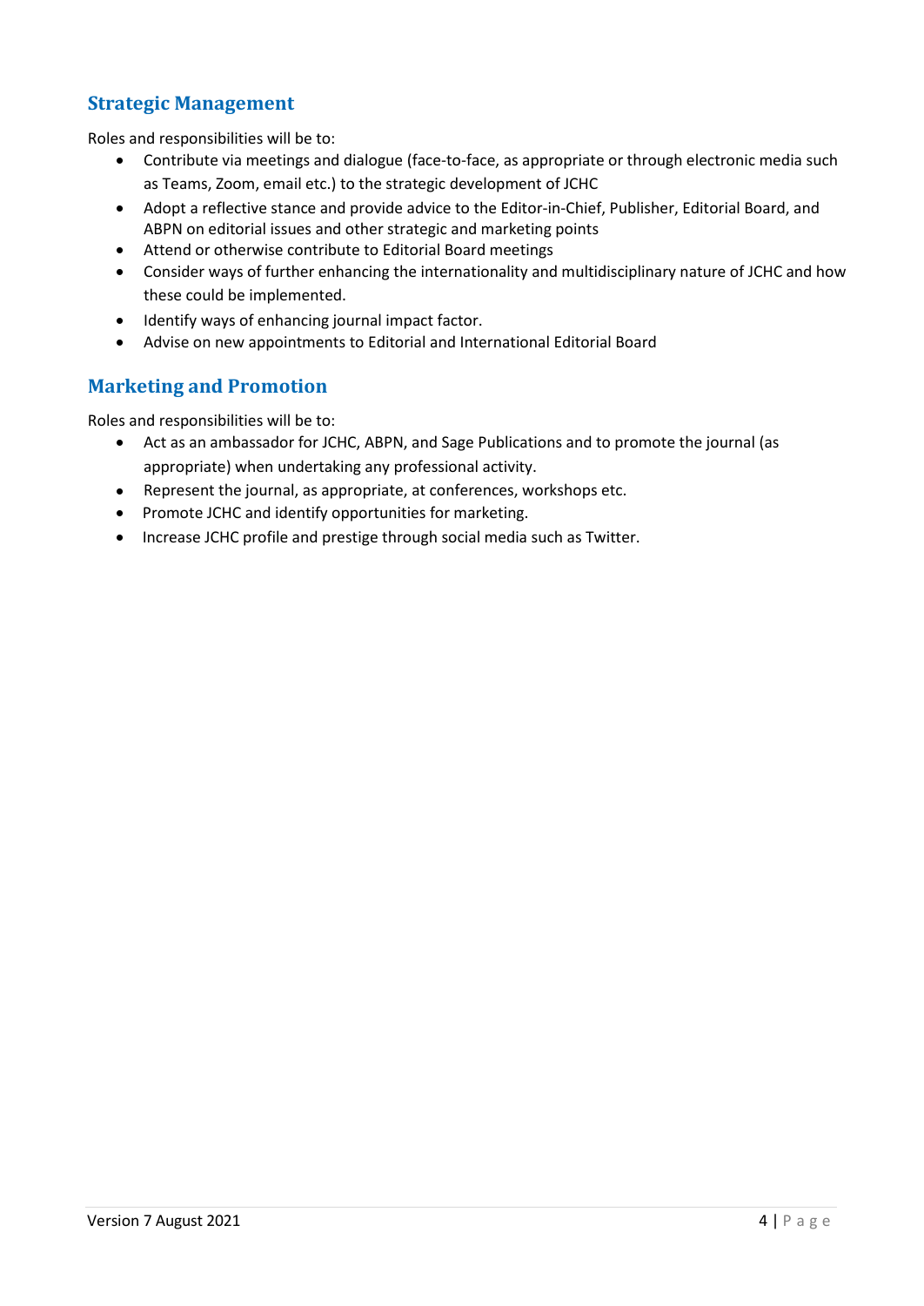## Strategic Management

Roles and responsibilities will be to:

- Contribute via meetings and dialogue (face-to-face, as appropriate or through electronic media such as Teams, Zoom, email etc.) to the strategic development of JCHC
- Adopt a reflective stance and provide advice to the Editor-in-Chief, Publisher, Editorial Board, and ABPN on editorial issues and other strategic and marketing points
- Attend or otherwise contribute to Editorial Board meetings
- Consider ways of further enhancing the internationality and multidisciplinary nature of JCHC and how these could be implemented.
- Identify ways of enhancing journal impact factor.
- Advise on new appointments to Editorial and International Editorial Board

## Marketing and Promotion

Roles and responsibilities will be to:

- Act as an ambassador for JCHC, ABPN, and Sage Publications and to promote the journal (as appropriate) when undertaking any professional activity.
- Represent the journal, as appropriate, at conferences, workshops etc.
- Promote JCHC and identify opportunities for marketing.
- Increase JCHC profile and prestige through social media such as Twitter.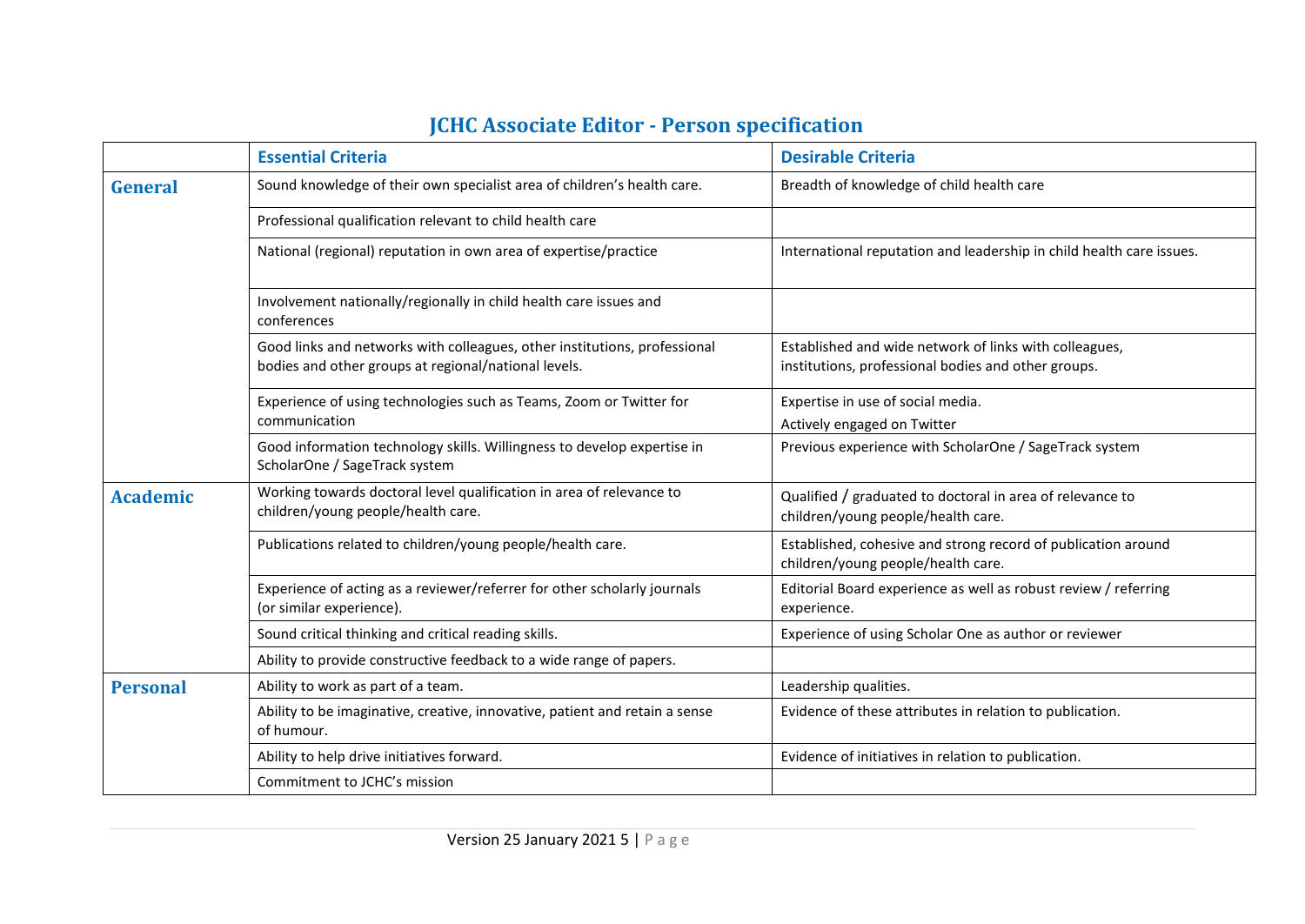# JCHC Associate Editor - Person specification

| | Essential Criteria | Desirable Criteria |
|---|---|---|
| **General** | Sound knowledge of their own specialist area of children's health care. | Breadth of knowledge of child health care |
| | Professional qualification relevant to child health care | |
| | National (regional) reputation in own area of expertise/practice | International reputation and leadership in child health care issues. |
| | Involvement nationally/regionally in child health care issues and conferences | |
| | Good links and networks with colleagues, other institutions, professional bodies and other groups at regional/national levels. | Established and wide network of links with colleagues, institutions, professional bodies and other groups. |
| | Experience of using technologies such as Teams, Zoom or Twitter for communication | Expertise in use of social media. Actively engaged on Twitter |
| | Good information technology skills. Willingness to develop expertise in ScholarOne / SageTrack system | Previous experience with ScholarOne / SageTrack system |
| **Academic** | Working towards doctoral level qualification in area of relevance to children/young people/health care. | Qualified / graduated to doctoral in area of relevance to children/young people/health care. |
| | Publications related to children/young people/health care. | Established, cohesive and strong record of publication around children/young people/health care. |
| | Experience of acting as a reviewer/referrer for other scholarly journals (or similar experience). | Editorial Board experience as well as robust review / referring experience. |
| | Sound critical thinking and critical reading skills. | Experience of using Scholar One as author or reviewer |
| | Ability to provide constructive feedback to a wide range of papers. | |
| **Personal** | Ability to work as part of a team. | Leadership qualities. |
| | Ability to be imaginative, creative, innovative, patient and retain a sense of humour. | Evidence of these attributes in relation to publication. |
| | Ability to help drive initiatives forward. | Evidence of initiatives in relation to publication. |
| | Commitment to JCHC's mission | |

Version 25 January 2021